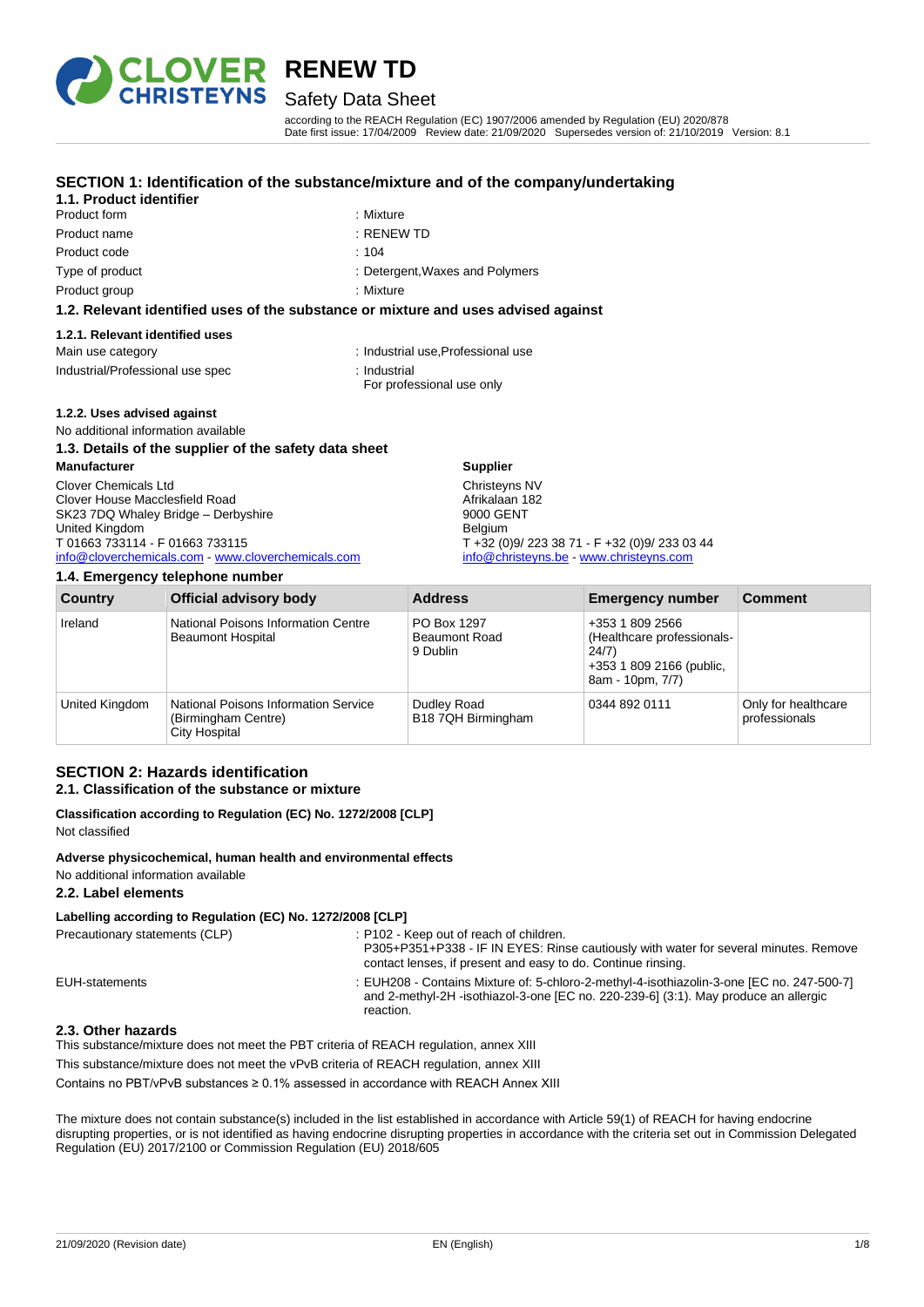# RENEW TD

## Safety Data Sheet

according to the REACH Regulation (EC) 1907/2006 amended by Regulation (EU) 2020/878
Date first issue: 17/04/2009 Review date: 21/09/2020 Supersedes version of: 21/10/2019 Version: 8.1

## SECTION 1: Identification of the substance/mixture and of the company/undertaking

### 1.1. Product identifier

| | |
|---|---|
| Product form | : Mixture |
| Product name | : RENEW TD |
| Product code | : 104 |
| Type of product | : Detergent,Waxes and Polymers |
| Product group | : Mixture |

### 1.2. Relevant identified uses of the substance or mixture and uses advised against

#### 1.2.1. Relevant identified uses

| | |
|---|---|
| Main use category | : Industrial use,Professional use |
| Industrial/Professional use spec | : Industrial<br>For professional use only |

#### 1.2.2. Uses advised against

No additional information available

### 1.3. Details of the supplier of the safety data sheet

**Manufacturer**

Clover Chemicals Ltd
Clover House Macclesfield Road
SK23 7DQ Whaley Bridge – Derbyshire
United Kingdom
T 01663 733114 - F 01663 733115
info@cloverchemicals.com - www.cloverchemicals.com

**Supplier**

Christeyns NV
Afrikalaan 182
9000 GENT
Belgium
T +32 (0)9/ 223 38 71 - F +32 (0)9/ 233 03 44
info@christeyns.be - www.christeyns.com

### 1.4. Emergency telephone number

| Country | Official advisory body | Address | Emergency number | Comment |
|---|---|---|---|---|
| Ireland | National Poisons Information Centre Beaumont Hospital | PO Box 1297 Beaumont Road 9 Dublin | +353 1 809 2566 (Healthcare professionals-24/7) +353 1 809 2166 (public, 8am - 10pm, 7/7) | |
| United Kingdom | National Poisons Information Service (Birmingham Centre) City Hospital | Dudley Road B18 7QH Birmingham | 0344 892 0111 | Only for healthcare professionals |

## SECTION 2: Hazards identification

### 2.1. Classification of the substance or mixture

**Classification according to Regulation (EC) No. 1272/2008 [CLP]**

Not classified

**Adverse physicochemical, human health and environmental effects**

No additional information available

### 2.2. Label elements

**Labelling according to Regulation (EC) No. 1272/2008 [CLP]**

| | |
|---|---|
| Precautionary statements (CLP) | : P102 - Keep out of reach of children.<br>P305+P351+P338 - IF IN EYES: Rinse cautiously with water for several minutes. Remove contact lenses, if present and easy to do. Continue rinsing. |
| EUH-statements | : EUH208 - Contains Mixture of: 5-chloro-2-methyl-4-isothiazolin-3-one [EC no. 247-500-7] and 2-methyl-2H -isothiazol-3-one [EC no. 220-239-6] (3:1). May produce an allergic reaction. |

### 2.3. Other hazards

This substance/mixture does not meet the PBT criteria of REACH regulation, annex XIII

This substance/mixture does not meet the vPvB criteria of REACH regulation, annex XIII

Contains no PBT/vPvB substances ≥ 0.1% assessed in accordance with REACH Annex XIII

The mixture does not contain substance(s) included in the list established in accordance with Article 59(1) of REACH for having endocrine disrupting properties, or is not identified as having endocrine disrupting properties in accordance with the criteria set out in Commission Delegated Regulation (EU) 2017/2100 or Commission Regulation (EU) 2018/605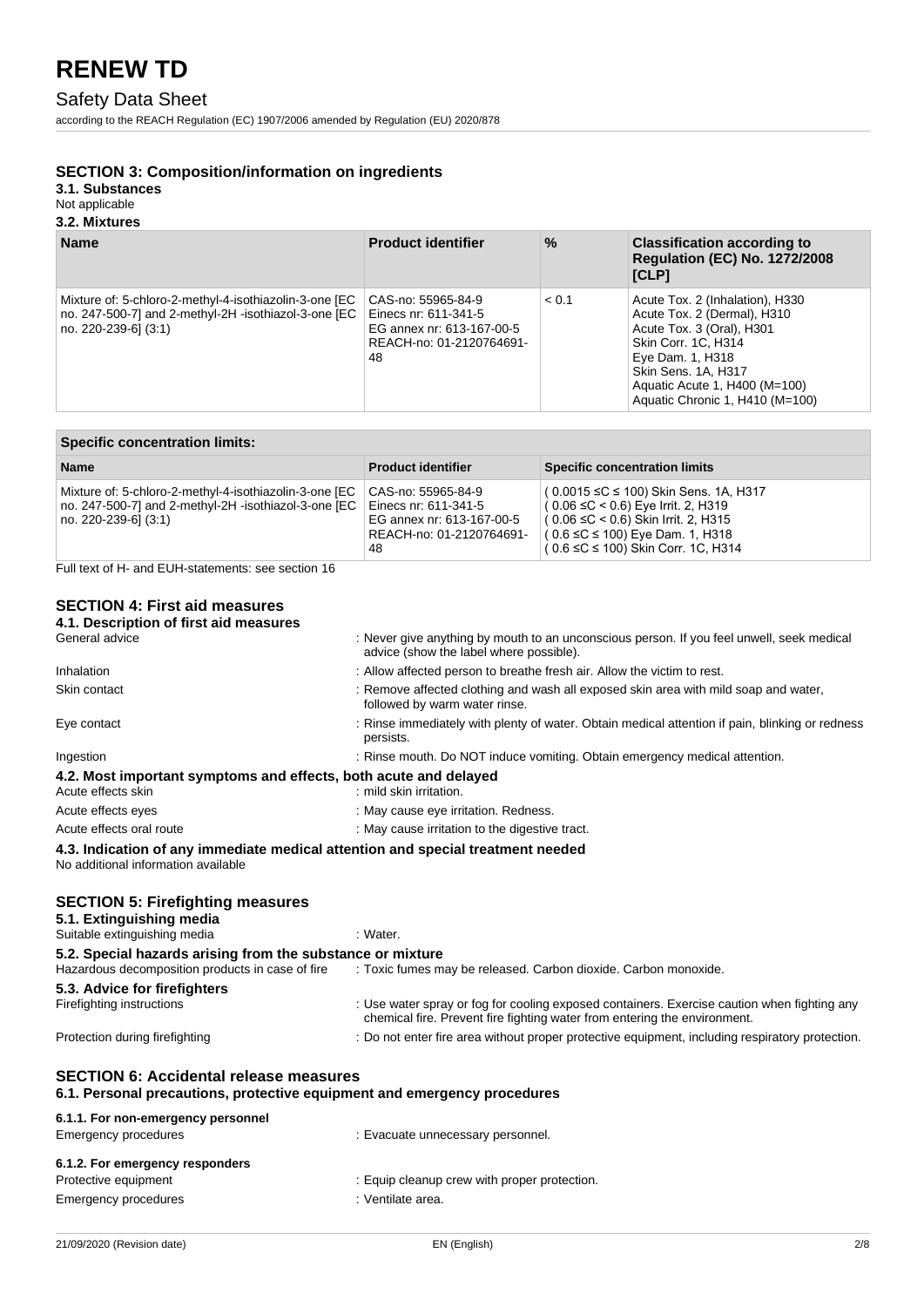## SECTION 3: Composition/information on ingredients

### 3.1. Substances

Not applicable

### 3.2. Mixtures

| Name | Product identifier | % | Classification according to Regulation (EC) No. 1272/2008 [CLP] |
|---|---|---|---|
| Mixture of: 5-chloro-2-methyl-4-isothiazolin-3-one [EC no. 247-500-7] and 2-methyl-2H -isothiazol-3-one [EC no. 220-239-6] (3:1) | CAS-no: 55965-84-9<br>Einecs nr: 611-341-5<br>EG annex nr: 613-167-00-5<br>REACH-no: 01-2120764691-48 | < 0.1 | Acute Tox. 2 (Inhalation), H330<br>Acute Tox. 2 (Dermal), H310<br>Acute Tox. 3 (Oral), H301<br>Skin Corr. 1C, H314<br>Eye Dam. 1, H318<br>Skin Sens. 1A, H317<br>Aquatic Acute 1, H400 (M=100)<br>Aquatic Chronic 1, H410 (M=100) |

| Specific concentration limits: | | |
|---|---|---|
| **Name** | **Product identifier** | **Specific concentration limits** |
| Mixture of: 5-chloro-2-methyl-4-isothiazolin-3-one [EC no. 247-500-7] and 2-methyl-2H -isothiazol-3-one [EC no. 220-239-6] (3:1) | CAS-no: 55965-84-9<br>Einecs nr: 611-341-5<br>EG annex nr: 613-167-00-5<br>REACH-no: 01-2120764691-48 | ( 0.0015 ≤C ≤ 100) Skin Sens. 1A, H317<br>( 0.06 ≤C < 0.6) Eye Irrit. 2, H319<br>( 0.06 ≤C < 0.6) Skin Irrit. 2, H315<br>( 0.6 ≤C ≤ 100) Eye Dam. 1, H318<br>( 0.6 ≤C ≤ 100) Skin Corr. 1C, H314 |

Full text of H- and EUH-statements: see section 16

## SECTION 4: First aid measures

### 4.1. Description of first aid measures

General advice : Never give anything by mouth to an unconscious person. If you feel unwell, seek medical advice (show the label where possible).

Inhalation : Allow affected person to breathe fresh air. Allow the victim to rest.

Skin contact : Remove affected clothing and wash all exposed skin area with mild soap and water, followed by warm water rinse.

Eye contact : Rinse immediately with plenty of water. Obtain medical attention if pain, blinking or redness persists.

Ingestion : Rinse mouth. Do NOT induce vomiting. Obtain emergency medical attention.

### 4.2. Most important symptoms and effects, both acute and delayed

Acute effects skin : mild skin irritation.

Acute effects eyes : May cause eye irritation. Redness.

Acute effects oral route : May cause irritation to the digestive tract.

### 4.3. Indication of any immediate medical attention and special treatment needed

No additional information available

## SECTION 5: Firefighting measures

### 5.1. Extinguishing media

Suitable extinguishing media : Water.

### 5.2. Special hazards arising from the substance or mixture

Hazardous decomposition products in case of fire : Toxic fumes may be released. Carbon dioxide. Carbon monoxide.

### 5.3. Advice for firefighters

Firefighting instructions : Use water spray or fog for cooling exposed containers. Exercise caution when fighting any chemical fire. Prevent fire fighting water from entering the environment.

Protection during firefighting : Do not enter fire area without proper protective equipment, including respiratory protection.

## SECTION 6: Accidental release measures

### 6.1. Personal precautions, protective equipment and emergency procedures

#### 6.1.1. For non-emergency personnel

Emergency procedures : Evacuate unnecessary personnel.

#### 6.1.2. For emergency responders

Protective equipment : Equip cleanup crew with proper protection.

Emergency procedures : Ventilate area.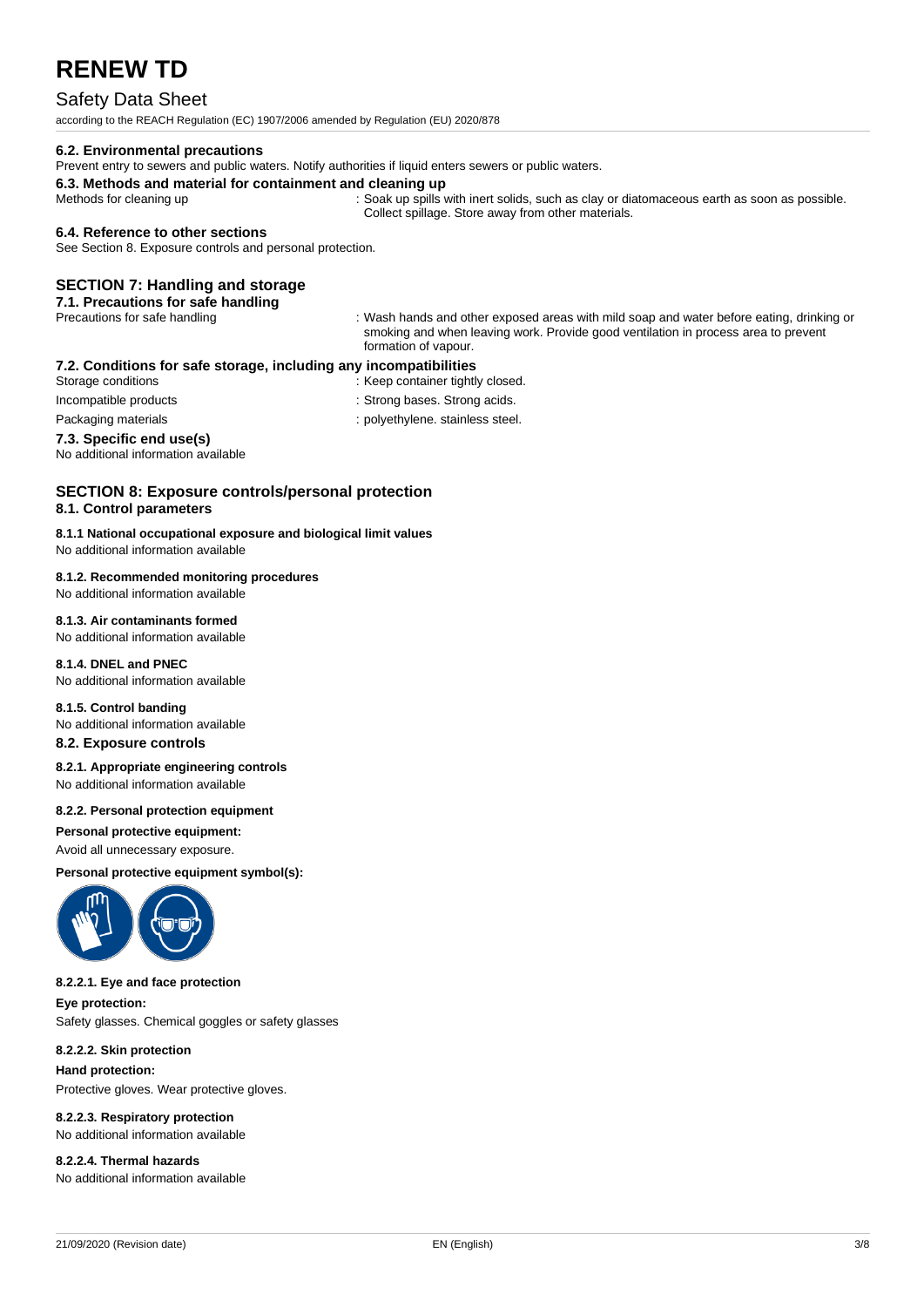### 6.2. Environmental precautions

Prevent entry to sewers and public waters. Notify authorities if liquid enters sewers or public waters.

### 6.3. Methods and material for containment and cleaning up

Methods for cleaning up : Soak up spills with inert solids, such as clay or diatomaceous earth as soon as possible. Collect spillage. Store away from other materials.

### 6.4. Reference to other sections

See Section 8. Exposure controls and personal protection.

## SECTION 7: Handling and storage

### 7.1. Precautions for safe handling

Precautions for safe handling : Wash hands and other exposed areas with mild soap and water before eating, drinking or smoking and when leaving work. Provide good ventilation in process area to prevent formation of vapour.

### 7.2. Conditions for safe storage, including any incompatibilities

Storage conditions : Keep container tightly closed.

Incompatible products : Strong bases. Strong acids.

Packaging materials : polyethylene. stainless steel.

### 7.3. Specific end use(s)

No additional information available

## SECTION 8: Exposure controls/personal protection

### 8.1. Control parameters

#### 8.1.1 National occupational exposure and biological limit values

No additional information available

#### 8.1.2. Recommended monitoring procedures

No additional information available

#### 8.1.3. Air contaminants formed

No additional information available

#### 8.1.4. DNEL and PNEC

No additional information available

#### 8.1.5. Control banding

No additional information available

### 8.2. Exposure controls

#### 8.2.1. Appropriate engineering controls

No additional information available

#### 8.2.2. Personal protection equipment

**Personal protective equipment:**

Avoid all unnecessary exposure.

**Personal protective equipment symbol(s):**

#### 8.2.2.1. Eye and face protection

**Eye protection:**

Safety glasses. Chemical goggles or safety glasses

#### 8.2.2.2. Skin protection

**Hand protection:**

Protective gloves. Wear protective gloves.

#### 8.2.2.3. Respiratory protection

No additional information available

#### 8.2.2.4. Thermal hazards

No additional information available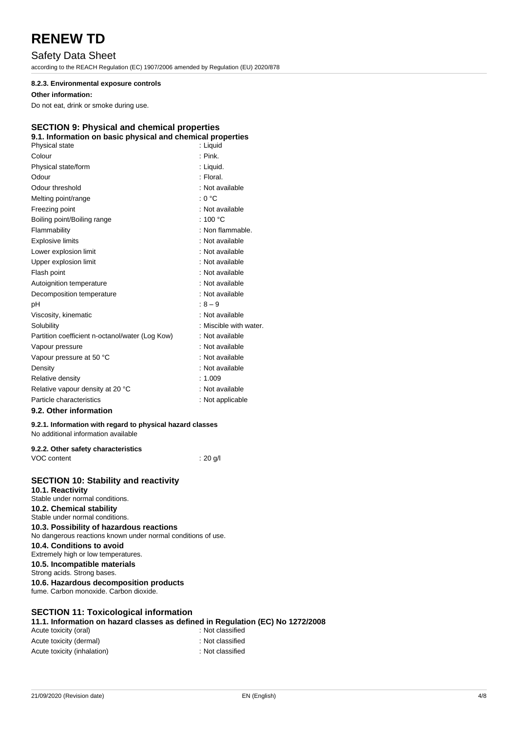#### 8.2.3. Environmental exposure controls

**Other information:**

Do not eat, drink or smoke during use.

## SECTION 9: Physical and chemical properties

### 9.1. Information on basic physical and chemical properties

| | |
|---|---|
| Physical state | : Liquid |
| Colour | : Pink. |
| Physical state/form | : Liquid. |
| Odour | : Floral. |
| Odour threshold | : Not available |
| Melting point/range | : 0 °C |
| Freezing point | : Not available |
| Boiling point/Boiling range | : 100 °C |
| Flammability | : Non flammable. |
| Explosive limits | : Not available |
| Lower explosion limit | : Not available |
| Upper explosion limit | : Not available |
| Flash point | : Not available |
| Autoignition temperature | : Not available |
| Decomposition temperature | : Not available |
| pH | : 8 – 9 |
| Viscosity, kinematic | : Not available |
| Solubility | : Miscible with water. |
| Partition coefficient n-octanol/water (Log Kow) | : Not available |
| Vapour pressure | : Not available |
| Vapour pressure at 50 °C | : Not available |
| Density | : Not available |
| Relative density | : 1.009 |
| Relative vapour density at 20 °C | : Not available |
| Particle characteristics | : Not applicable |

### 9.2. Other information

#### 9.2.1. Information with regard to physical hazard classes

No additional information available

#### 9.2.2. Other safety characteristics

| | |
|---|---|
| VOC content | : 20 g/l |

## SECTION 10: Stability and reactivity

### 10.1. Reactivity

Stable under normal conditions.

### 10.2. Chemical stability

Stable under normal conditions.

### 10.3. Possibility of hazardous reactions

No dangerous reactions known under normal conditions of use.

### 10.4. Conditions to avoid

Extremely high or low temperatures.

### 10.5. Incompatible materials

Strong acids. Strong bases.

### 10.6. Hazardous decomposition products

fume. Carbon monoxide. Carbon dioxide.

## SECTION 11: Toxicological information

### 11.1. Information on hazard classes as defined in Regulation (EC) No 1272/2008

| | |
|---|---|
| Acute toxicity (oral) | : Not classified |
| Acute toxicity (dermal) | : Not classified |
| Acute toxicity (inhalation) | : Not classified |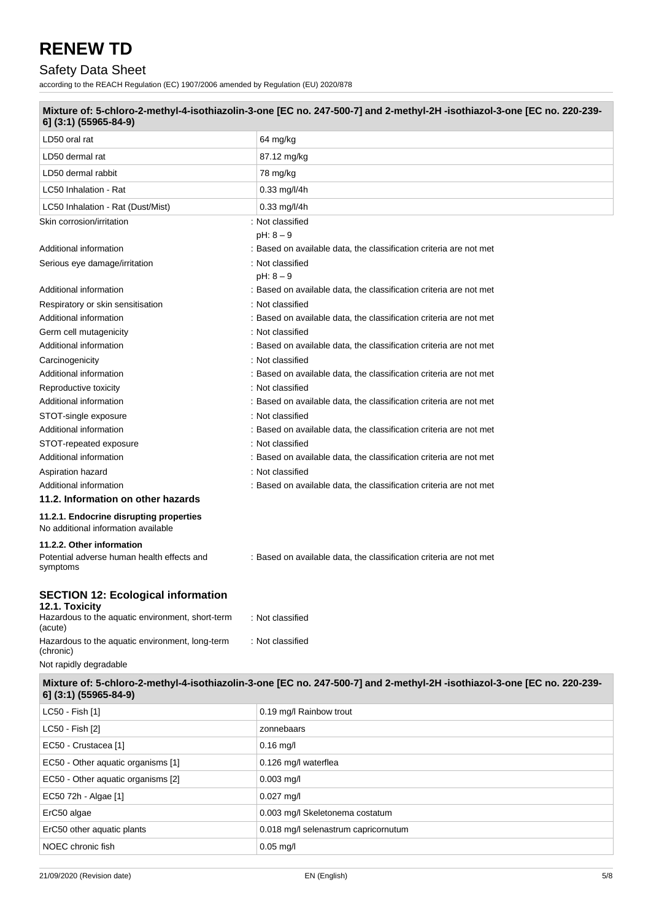| Mixture of: 5-chloro-2-methyl-4-isothiazolin-3-one [EC no. 247-500-7] and 2-methyl-2H -isothiazol-3-one [EC no. 220-239-6] (3:1) (55965-84-9) | |
|---|---|
| LD50 oral rat | 64 mg/kg |
| LD50 dermal rat | 87.12 mg/kg |
| LD50 dermal rabbit | 78 mg/kg |
| LC50 Inhalation - Rat | 0.33 mg/l/4h |
| LC50 Inhalation - Rat (Dust/Mist) | 0.33 mg/l/4h |

Skin corrosion/irritation : Not classified
pH: 8 – 9

Additional information : Based on available data, the classification criteria are not met

Serious eye damage/irritation : Not classified
pH: 8 – 9

Additional information : Based on available data, the classification criteria are not met

Respiratory or skin sensitisation : Not classified

Additional information : Based on available data, the classification criteria are not met

Germ cell mutagenicity : Not classified

Additional information : Based on available data, the classification criteria are not met

Carcinogenicity : Not classified

Additional information : Based on available data, the classification criteria are not met

Reproductive toxicity : Not classified

Additional information : Based on available data, the classification criteria are not met

STOT-single exposure : Not classified

Additional information : Based on available data, the classification criteria are not met

STOT-repeated exposure : Not classified

Additional information : Based on available data, the classification criteria are not met

Aspiration hazard : Not classified

Additional information : Based on available data, the classification criteria are not met

### 11.2. Information on other hazards

#### 11.2.1. Endocrine disrupting properties

No additional information available

#### 11.2.2. Other information

Potential adverse human health effects and symptoms : Based on available data, the classification criteria are not met

## SECTION 12: Ecological information

### 12.1. Toxicity

Hazardous to the aquatic environment, short-term (acute) : Not classified

Hazardous to the aquatic environment, long-term (chronic) : Not classified

Not rapidly degradable

| Mixture of: 5-chloro-2-methyl-4-isothiazolin-3-one [EC no. 247-500-7] and 2-methyl-2H -isothiazol-3-one [EC no. 220-239-6] (3:1) (55965-84-9) | |
|---|---|
| LC50 - Fish [1] | 0.19 mg/l Rainbow trout |
| LC50 - Fish [2] | zonnebaars |
| EC50 - Crustacea [1] | 0.16 mg/l |
| EC50 - Other aquatic organisms [1] | 0.126 mg/l waterflea |
| EC50 - Other aquatic organisms [2] | 0.003 mg/l |
| EC50 72h - Algae [1] | 0.027 mg/l |
| ErC50 algae | 0.003 mg/l Skeletonema costatum |
| ErC50 other aquatic plants | 0.018 mg/l selenastrum capricornutum |
| NOEC chronic fish | 0.05 mg/l |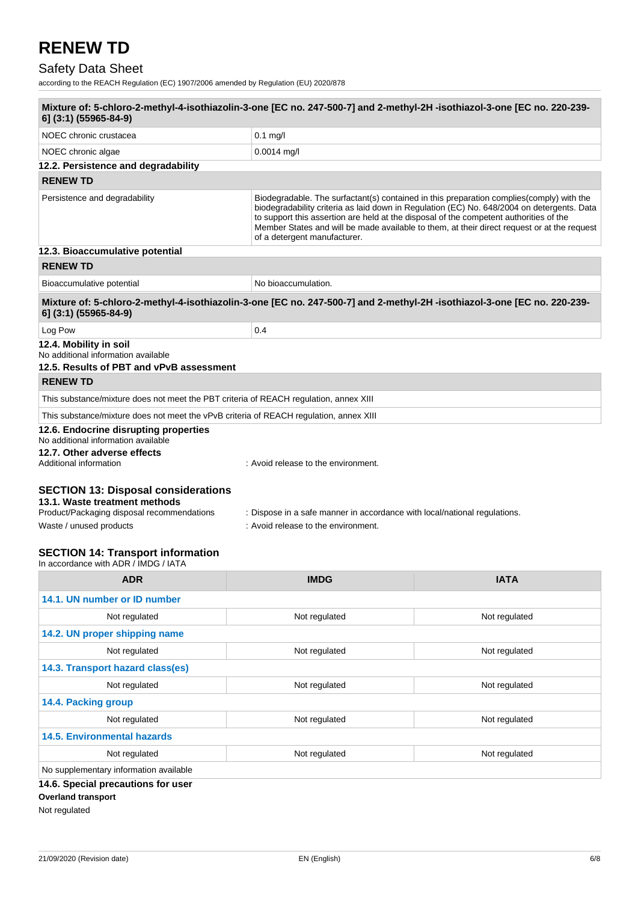| Mixture of: 5-chloro-2-methyl-4-isothiazolin-3-one [EC no. 247-500-7] and 2-methyl-2H -isothiazol-3-one [EC no. 220-239-6] (3:1) (55965-84-9) | |
|---|---|
| NOEC chronic crustacea | 0.1 mg/l |
| NOEC chronic algae | 0.0014 mg/l |

### 12.2. Persistence and degradability

| RENEW TD | |
|---|---|
| Persistence and degradability | Biodegradable. The surfactant(s) contained in this preparation complies(comply) with the biodegradability criteria as laid down in Regulation (EC) No. 648/2004 on detergents. Data to support this assertion are held at the disposal of the competent authorities of the Member States and will be made available to them, at their direct request or at the request of a detergent manufacturer. |

### 12.3. Bioaccumulative potential

| RENEW TD | |
|---|---|
| Bioaccumulative potential | No bioaccumulation. |

| Mixture of: 5-chloro-2-methyl-4-isothiazolin-3-one [EC no. 247-500-7] and 2-methyl-2H -isothiazol-3-one [EC no. 220-239-6] (3:1) (55965-84-9) | |
|---|---|
| Log Pow | 0.4 |

### 12.4. Mobility in soil

No additional information available

### 12.5. Results of PBT and vPvB assessment

| RENEW TD |
|---|
| This substance/mixture does not meet the PBT criteria of REACH regulation, annex XIII |
| This substance/mixture does not meet the vPvB criteria of REACH regulation, annex XIII |

### 12.6. Endocrine disrupting properties

No additional information available

### 12.7. Other adverse effects

Additional information : Avoid release to the environment.

## SECTION 13: Disposal considerations

### 13.1. Waste treatment methods

Product/Packaging disposal recommendations : Dispose in a safe manner in accordance with local/national regulations.

Waste / unused products : Avoid release to the environment.

## SECTION 14: Transport information

In accordance with ADR / IMDG / IATA

| ADR | IMDG | IATA |
|---|---|---|
| **14.1. UN number or ID number** | | |
| Not regulated | Not regulated | Not regulated |
| **14.2. UN proper shipping name** | | |
| Not regulated | Not regulated | Not regulated |
| **14.3. Transport hazard class(es)** | | |
| Not regulated | Not regulated | Not regulated |
| **14.4. Packing group** | | |
| Not regulated | Not regulated | Not regulated |
| **14.5. Environmental hazards** | | |
| Not regulated | Not regulated | Not regulated |
| No supplementary information available | | |

### 14.6. Special precautions for user

**Overland transport**

Not regulated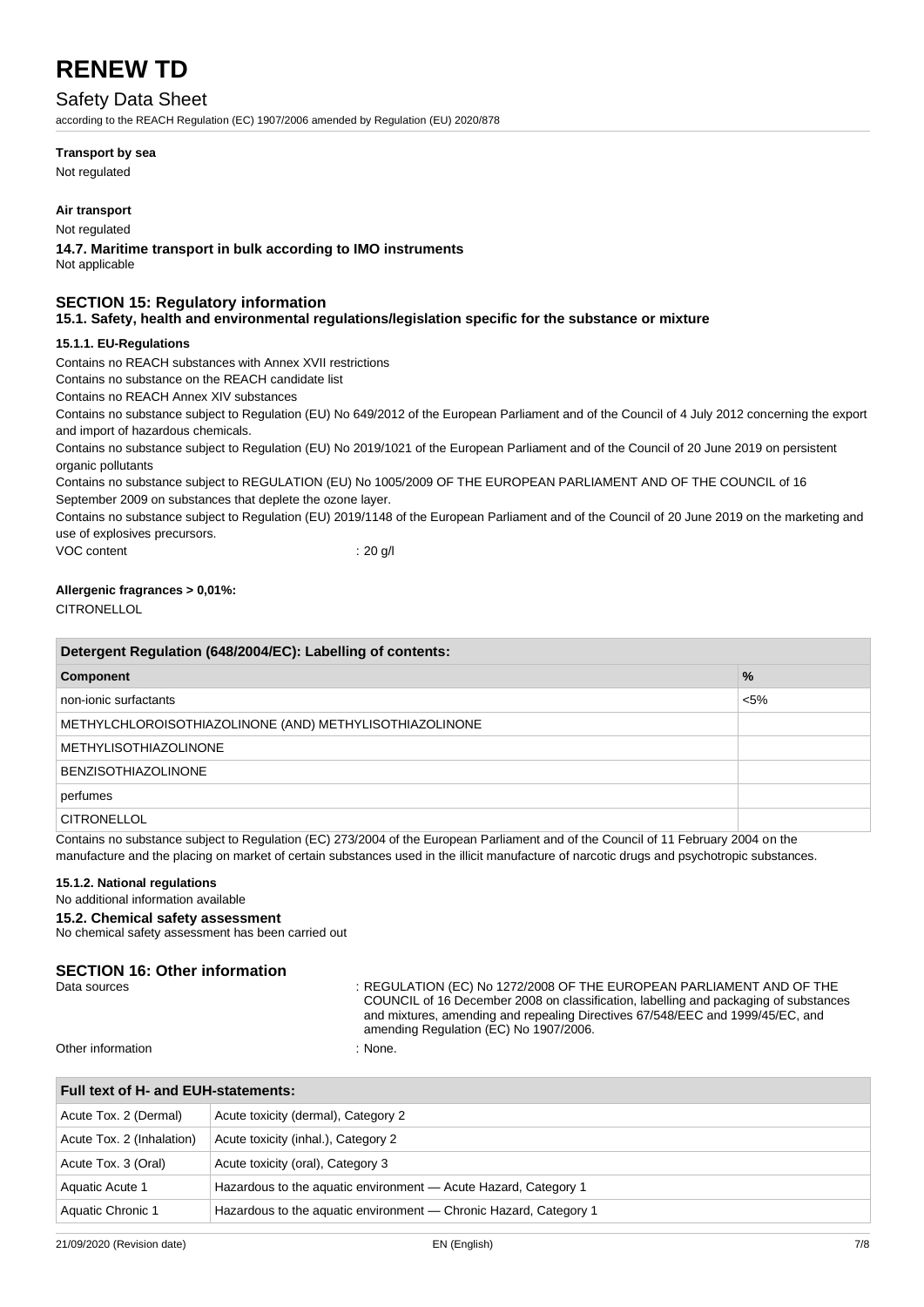**Transport by sea**

Not regulated

**Air transport**

Not regulated

**14.7. Maritime transport in bulk according to IMO instruments**

Not applicable

## SECTION 15: Regulatory information

### 15.1. Safety, health and environmental regulations/legislation specific for the substance or mixture

#### 15.1.1. EU-Regulations

Contains no REACH substances with Annex XVII restrictions

Contains no substance on the REACH candidate list

Contains no REACH Annex XIV substances

Contains no substance subject to Regulation (EU) No 649/2012 of the European Parliament and of the Council of 4 July 2012 concerning the export and import of hazardous chemicals.

Contains no substance subject to Regulation (EU) No 2019/1021 of the European Parliament and of the Council of 20 June 2019 on persistent organic pollutants

Contains no substance subject to REGULATION (EU) No 1005/2009 OF THE EUROPEAN PARLIAMENT AND OF THE COUNCIL of 16 September 2009 on substances that deplete the ozone layer.

Contains no substance subject to Regulation (EU) 2019/1148 of the European Parliament and of the Council of 20 June 2019 on the marketing and use of explosives precursors.

VOC content : 20 g/l

**Allergenic fragrances > 0,01%:**

CITRONELLOL

| Detergent Regulation (648/2004/EC): Labelling of contents: | |
|---|---|
| **Component** | **%** |
| non-ionic surfactants | <5% |
| METHYLCHLOROISOTHIAZOLINONE (AND) METHYLISOTHIAZOLINONE | |
| METHYLISOTHIAZOLINONE | |
| BENZISOTHIAZOLINONE | |
| perfumes | |
| CITRONELLOL | |

Contains no substance subject to Regulation (EC) 273/2004 of the European Parliament and of the Council of 11 February 2004 on the manufacture and the placing on market of certain substances used in the illicit manufacture of narcotic drugs and psychotropic substances.

#### 15.1.2. National regulations

No additional information available

### 15.2. Chemical safety assessment

No chemical safety assessment has been carried out

## SECTION 16: Other information

Data sources : REGULATION (EC) No 1272/2008 OF THE EUROPEAN PARLIAMENT AND OF THE COUNCIL of 16 December 2008 on classification, labelling and packaging of substances and mixtures, amending and repealing Directives 67/548/EEC and 1999/45/EC, and amending Regulation (EC) No 1907/2006.

Other information : None.

| Full text of H- and EUH-statements: | |
|---|---|
| Acute Tox. 2 (Dermal) | Acute toxicity (dermal), Category 2 |
| Acute Tox. 2 (Inhalation) | Acute toxicity (inhal.), Category 2 |
| Acute Tox. 3 (Oral) | Acute toxicity (oral), Category 3 |
| Aquatic Acute 1 | Hazardous to the aquatic environment — Acute Hazard, Category 1 |
| Aquatic Chronic 1 | Hazardous to the aquatic environment — Chronic Hazard, Category 1 |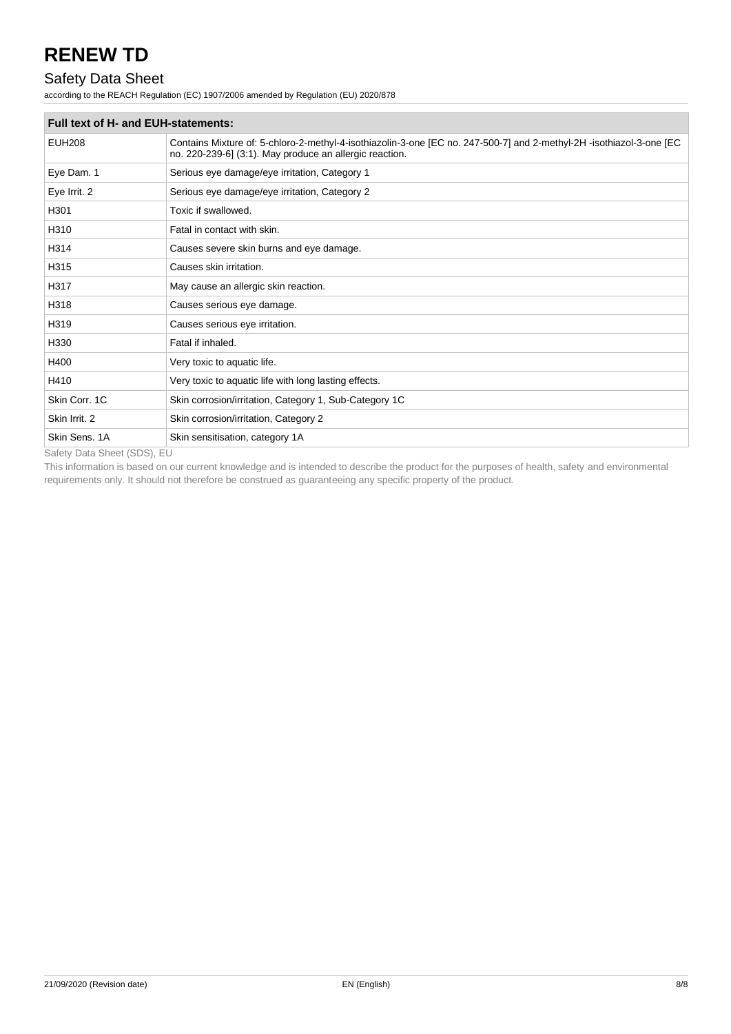| Full text of H- and EUH-statements: | |
|---|---|
| EUH208 | Contains Mixture of: 5-chloro-2-methyl-4-isothiazolin-3-one [EC no. 247-500-7] and 2-methyl-2H -isothiazol-3-one [EC no. 220-239-6] (3:1). May produce an allergic reaction. |
| Eye Dam. 1 | Serious eye damage/eye irritation, Category 1 |
| Eye Irrit. 2 | Serious eye damage/eye irritation, Category 2 |
| H301 | Toxic if swallowed. |
| H310 | Fatal in contact with skin. |
| H314 | Causes severe skin burns and eye damage. |
| H315 | Causes skin irritation. |
| H317 | May cause an allergic skin reaction. |
| H318 | Causes serious eye damage. |
| H319 | Causes serious eye irritation. |
| H330 | Fatal if inhaled. |
| H400 | Very toxic to aquatic life. |
| H410 | Very toxic to aquatic life with long lasting effects. |
| Skin Corr. 1C | Skin corrosion/irritation, Category 1, Sub-Category 1C |
| Skin Irrit. 2 | Skin corrosion/irritation, Category 2 |
| Skin Sens. 1A | Skin sensitisation, category 1A |

Safety Data Sheet (SDS), EU

This information is based on our current knowledge and is intended to describe the product for the purposes of health, safety and environmental requirements only. It should not therefore be construed as guaranteeing any specific property of the product.